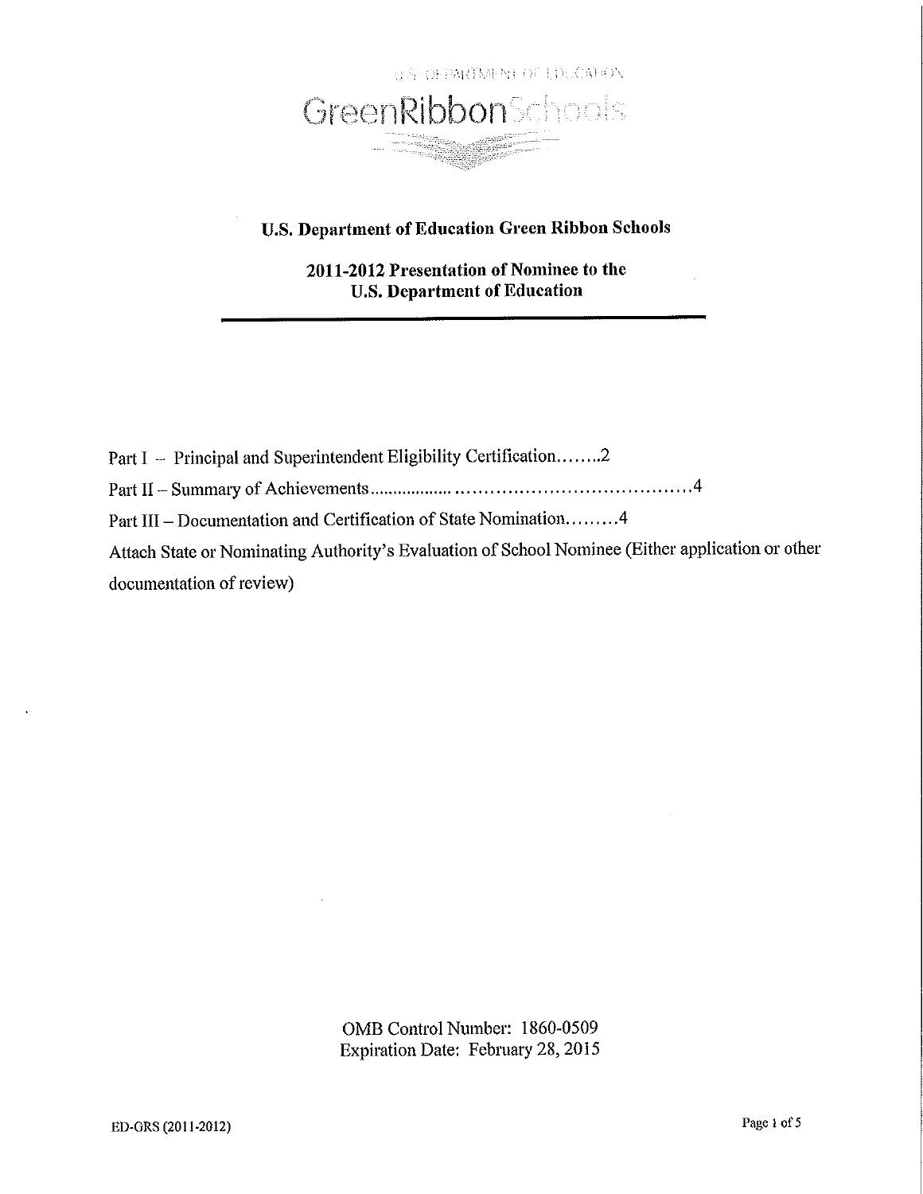U.S. DEPARTMENT OF EDUCATION

GreenRibbonSchools

# U.S. Department of Education Green Ribbon Schools

## 2011-2012 Presentation of Nominee to the U.S. Department of Education

Part I – Principal and Superintendent Eligibility Certification........2

Part II – Summary of Achievements..........................................................4

Part III – Documentation and Certification of State Nomination.........4

Attach State or Nominating Authority's Evaluation of School Nominee (Either application or other documentation of review)

OMB Control Number: 1860-0509
Expiration Date: February 28, 2015

ED-GRS (2011-2012)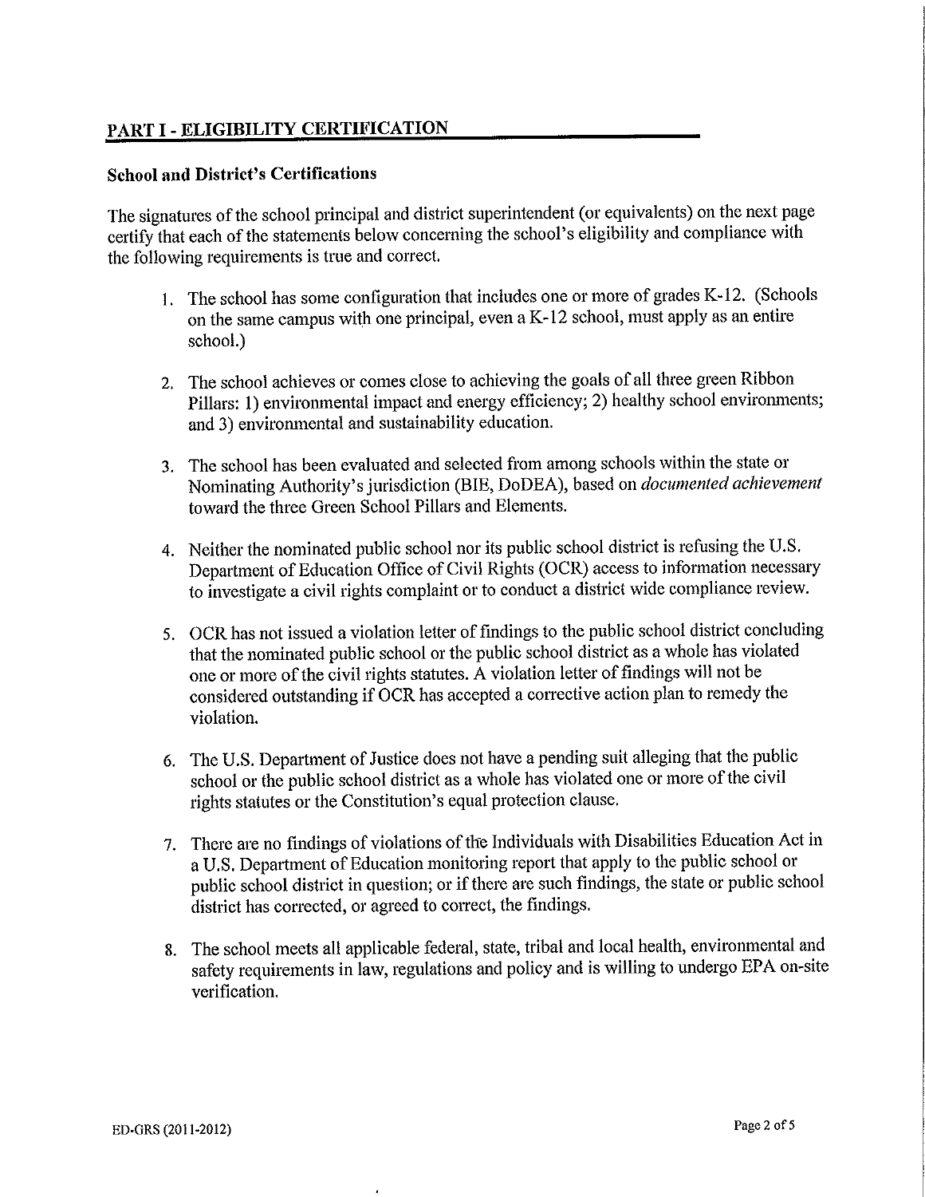## PART I - ELIGIBILITY CERTIFICATION

### School and District's Certifications

The signatures of the school principal and district superintendent (or equivalents) on the next page certify that each of the statements below concerning the school's eligibility and compliance with the following requirements is true and correct.

1. The school has some configuration that includes one or more of grades K-12. (Schools on the same campus with one principal, even a K-12 school, must apply as an entire school.)

2. The school achieves or comes close to achieving the goals of all three green Ribbon Pillars: 1) environmental impact and energy efficiency; 2) healthy school environments; and 3) environmental and sustainability education.

3. The school has been evaluated and selected from among schools within the state or Nominating Authority's jurisdiction (BIE, DoDEA), based on *documented achievement* toward the three Green School Pillars and Elements.

4. Neither the nominated public school nor its public school district is refusing the U.S. Department of Education Office of Civil Rights (OCR) access to information necessary to investigate a civil rights complaint or to conduct a district wide compliance review.

5. OCR has not issued a violation letter of findings to the public school district concluding that the nominated public school or the public school district as a whole has violated one or more of the civil rights statutes. A violation letter of findings will not be considered outstanding if OCR has accepted a corrective action plan to remedy the violation.

6. The U.S. Department of Justice does not have a pending suit alleging that the public school or the public school district as a whole has violated one or more of the civil rights statutes or the Constitution's equal protection clause.

7. There are no findings of violations of the Individuals with Disabilities Education Act in a U.S. Department of Education monitoring report that apply to the public school or public school district in question; or if there are such findings, the state or public school district has corrected, or agreed to correct, the findings.

8. The school meets all applicable federal, state, tribal and local health, environmental and safety requirements in law, regulations and policy and is willing to undergo EPA on-site verification.

ED-GRS (2011-2012)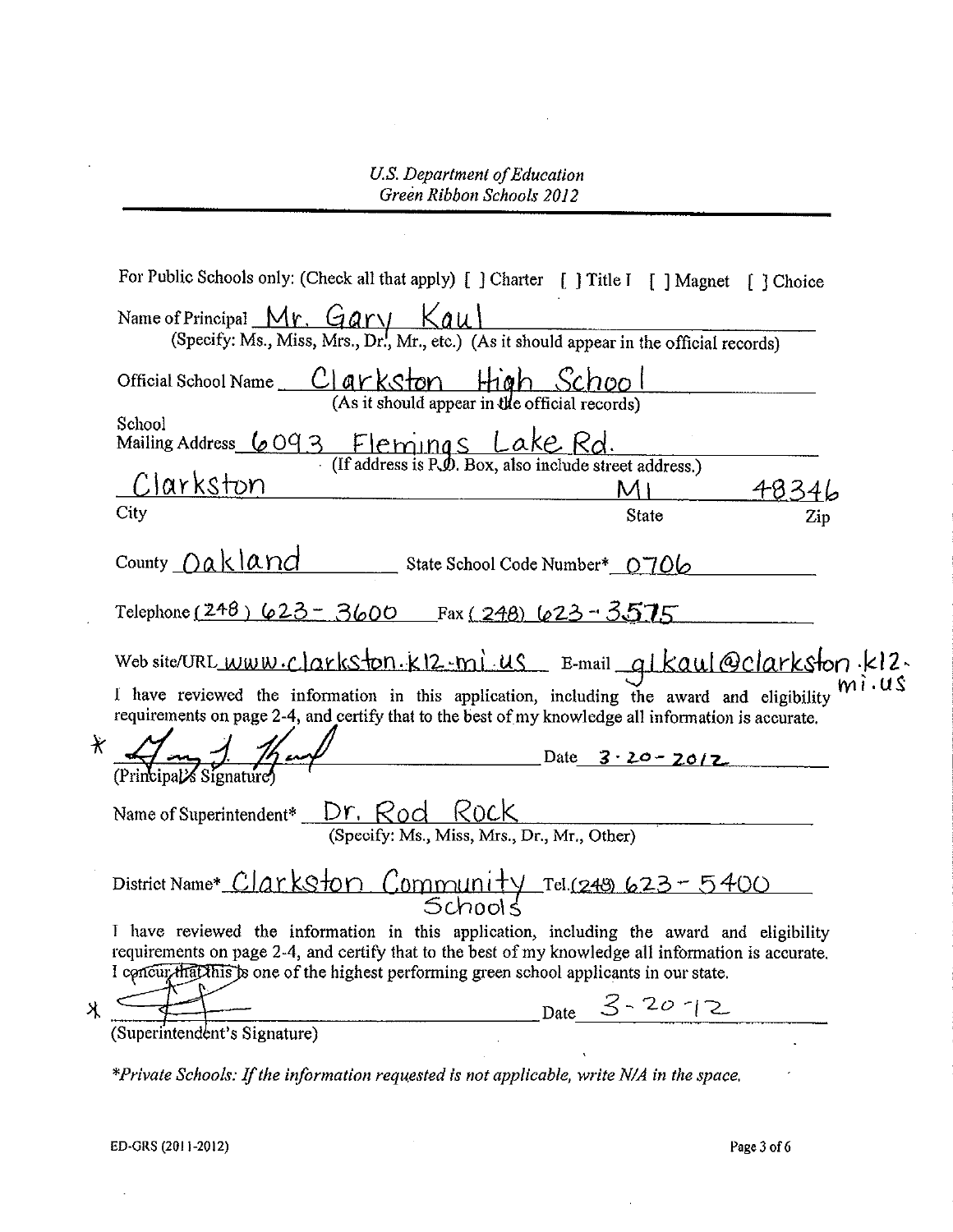*U.S. Department of Education*
*Green Ribbon Schools 2012*

For Public Schools only: (Check all that apply) [ ] Charter [ ] Title I [ ] Magnet [ ] Choice

Name of Principal Mr. Gary Kaul
(Specify: Ms., Miss, Mrs., Dr., Mr., etc.) (As it should appear in the official records)

Official School Name Clarkston High School
(As it should appear in the official records)

School Mailing Address 6093 Flemings Lake Rd.
(If address is P.O. Box, also include street address.)

Clarkston | MI | 48346
City | State | Zip

County Oakland State School Code Number* 0706

Telephone (248) 623-3600 Fax (248) 623-3575

Web site/URL www.clarkston.k12.mi.us E-mail glkaul@clarkston.k12.mi.us

I have reviewed the information in this application, including the award and eligibility requirements on page 2-4, and certify that to the best of my knowledge all information is accurate.

\* [signature] Date 3-20-2012
(Principal's Signature)

Name of Superintendent* Dr. Rod Rock
(Specify: Ms., Miss, Mrs., Dr., Mr., Other)

District Name* Clarkston Community Schools Tel. (248) 623-5400

I have reviewed the information in this application, including the award and eligibility requirements on page 2-4, and certify that to the best of my knowledge all information is accurate. I concur that this is one of the highest performing green school applicants in our state.

\* [signature] Date 3-20-12
(Superintendent's Signature)

*\*Private Schools: If the information requested is not applicable, write N/A in the space.*

ED-GRS (2011-2012)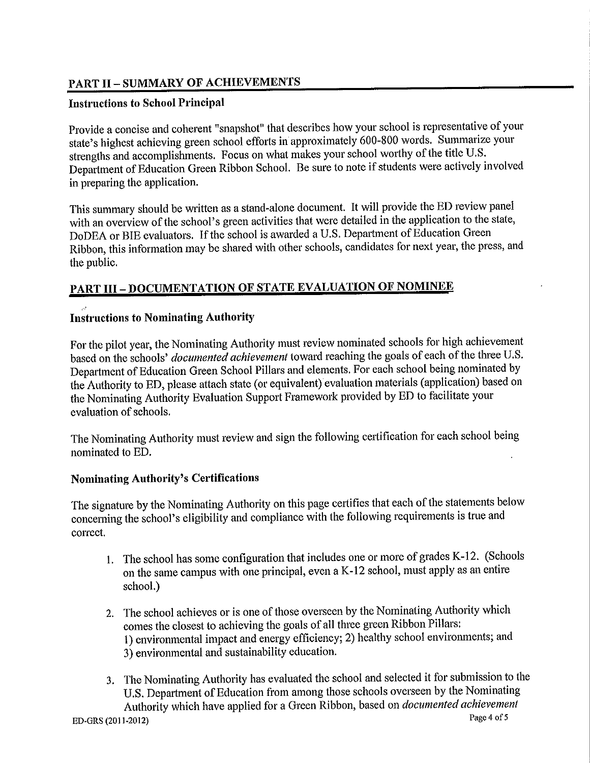## PART II – SUMMARY OF ACHIEVEMENTS

### Instructions to School Principal

Provide a concise and coherent "snapshot" that describes how your school is representative of your state's highest achieving green school efforts in approximately 600-800 words. Summarize your strengths and accomplishments. Focus on what makes your school worthy of the title U.S. Department of Education Green Ribbon School. Be sure to note if students were actively involved in preparing the application.

This summary should be written as a stand-alone document. It will provide the ED review panel with an overview of the school's green activities that were detailed in the application to the state, DoDEA or BIE evaluators. If the school is awarded a U.S. Department of Education Green Ribbon, this information may be shared with other schools, candidates for next year, the press, and the public.

## PART III – DOCUMENTATION OF STATE EVALUATION OF NOMINEE

### Instructions to Nominating Authority

For the pilot year, the Nominating Authority must review nominated schools for high achievement based on the schools' *documented achievement* toward reaching the goals of each of the three U.S. Department of Education Green School Pillars and elements. For each school being nominated by the Authority to ED, please attach state (or equivalent) evaluation materials (application) based on the Nominating Authority Evaluation Support Framework provided by ED to facilitate your evaluation of schools.

The Nominating Authority must review and sign the following certification for each school being nominated to ED.

### Nominating Authority's Certifications

The signature by the Nominating Authority on this page certifies that each of the statements below concerning the school's eligibility and compliance with the following requirements is true and correct.

1. The school has some configuration that includes one or more of grades K-12. (Schools on the same campus with one principal, even a K-12 school, must apply as an entire school.)

2. The school achieves or is one of those overseen by the Nominating Authority which comes the closest to achieving the goals of all three green Ribbon Pillars:
   1) environmental impact and energy efficiency; 2) healthy school environments; and
   3) environmental and sustainability education.

3. The Nominating Authority has evaluated the school and selected it for submission to the U.S. Department of Education from among those schools overseen by the Nominating Authority which have applied for a Green Ribbon, based on *documented achievement*

ED-GRS (2011-2012)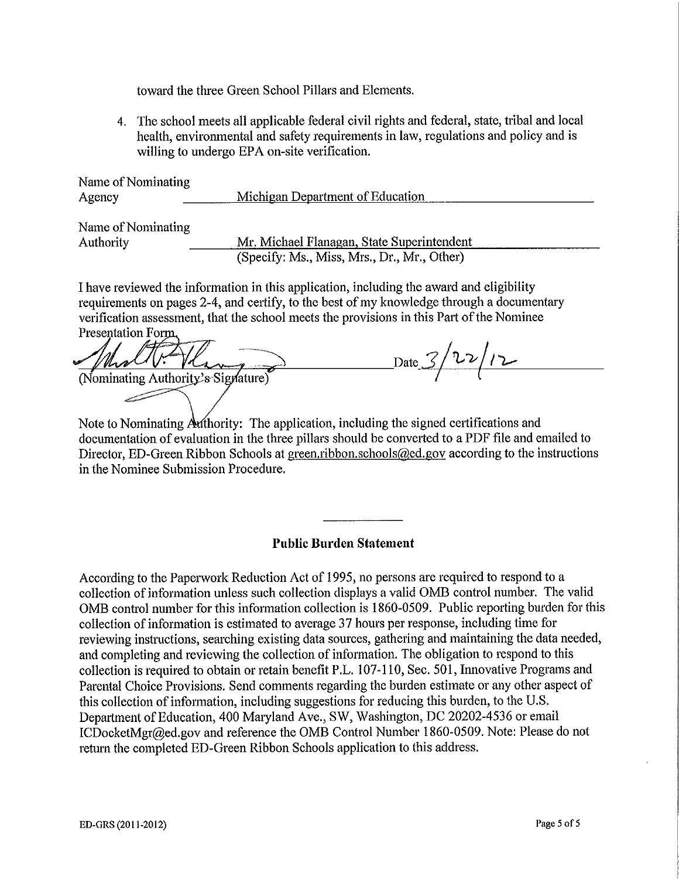toward the three Green School Pillars and Elements.

4. The school meets all applicable federal civil rights and federal, state, tribal and local health, environmental and safety requirements in law, regulations and policy and is willing to undergo EPA on-site verification.

Name of Nominating Agency: Michigan Department of Education

Name of Nominating Authority: Mr. Michael Flanagan, State Superintendent
(Specify: Ms., Miss, Mrs., Dr., Mr., Other)

I have reviewed the information in this application, including the award and eligibility requirements on pages 2-4, and certify, to the best of my knowledge through a documentary verification assessment, that the school meets the provisions in this Part of the Nominee Presentation Form.

(Nominating Authority's Signature) Date 3/22/12

Note to Nominating Authority: The application, including the signed certifications and documentation of evaluation in the three pillars should be converted to a PDF file and emailed to Director, ED-Green Ribbon Schools at green.ribbon.schools@ed.gov according to the instructions in the Nominee Submission Procedure.

---

## Public Burden Statement

According to the Paperwork Reduction Act of 1995, no persons are required to respond to a collection of information unless such collection displays a valid OMB control number. The valid OMB control number for this information collection is 1860-0509. Public reporting burden for this collection of information is estimated to average 37 hours per response, including time for reviewing instructions, searching existing data sources, gathering and maintaining the data needed, and completing and reviewing the collection of information. The obligation to respond to this collection is required to obtain or retain benefit P.L. 107-110, Sec. 501, Innovative Programs and Parental Choice Provisions. Send comments regarding the burden estimate or any other aspect of this collection of information, including suggestions for reducing this burden, to the U.S. Department of Education, 400 Maryland Ave., SW, Washington, DC 20202-4536 or email ICDocketMgr@ed.gov and reference the OMB Control Number 1860-0509. Note: Please do not return the completed ED-Green Ribbon Schools application to this address.

ED-GRS (2011-2012)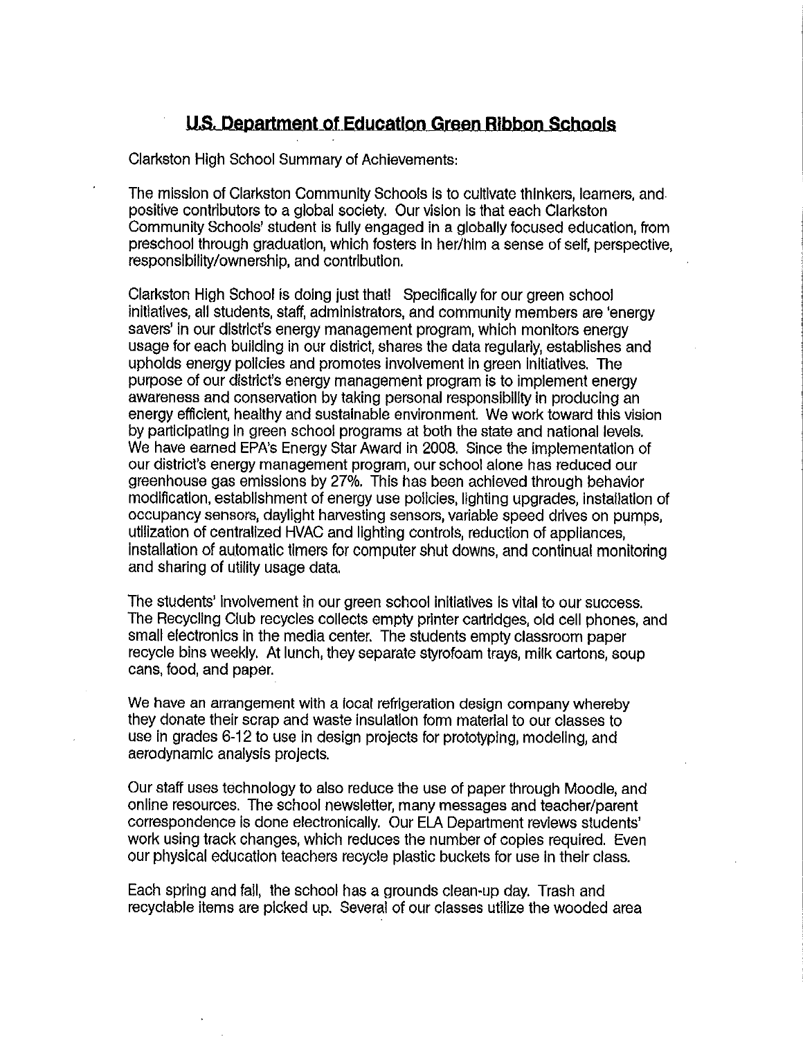## U.S. Department of Education Green Ribbon Schools

Clarkston High School Summary of Achievements:

The mission of Clarkston Community Schools is to cultivate thinkers, learners, and positive contributors to a global society. Our vision is that each Clarkston Community Schools' student is fully engaged in a globally focused education, from preschool through graduation, which fosters in her/him a sense of self, perspective, responsibility/ownership, and contribution.

Clarkston High School is doing just that! Specifically for our green school initiatives, all students, staff, administrators, and community members are 'energy savers' in our district's energy management program, which monitors energy usage for each building in our district, shares the data regularly, establishes and upholds energy policies and promotes involvement in green initiatives. The purpose of our district's energy management program is to implement energy awareness and conservation by taking personal responsibility in producing an energy efficient, healthy and sustainable environment. We work toward this vision by participating in green school programs at both the state and national levels. We have earned EPA's Energy Star Award in 2008. Since the implementation of our district's energy management program, our school alone has reduced our greenhouse gas emissions by 27%. This has been achieved through behavior modification, establishment of energy use policies, lighting upgrades, installation of occupancy sensors, daylight harvesting sensors, variable speed drives on pumps, utilization of centralized HVAC and lighting controls, reduction of appliances, installation of automatic timers for computer shut downs, and continual monitoring and sharing of utility usage data.

The students' involvement in our green school initiatives is vital to our success. The Recycling Club recycles collects empty printer cartridges, old cell phones, and small electronics in the media center. The students empty classroom paper recycle bins weekly. At lunch, they separate styrofoam trays, milk cartons, soup cans, food, and paper.

We have an arrangement with a local refrigeration design company whereby they donate their scrap and waste insulation form material to our classes to use in grades 6-12 to use in design projects for prototyping, modeling, and aerodynamic analysis projects.

Our staff uses technology to also reduce the use of paper through Moodle, and online resources. The school newsletter, many messages and teacher/parent correspondence is done electronically. Our ELA Department reviews students' work using track changes, which reduces the number of copies required. Even our physical education teachers recycle plastic buckets for use in their class.

Each spring and fall, the school has a grounds clean-up day. Trash and recyclable items are picked up. Several of our classes utilize the wooded area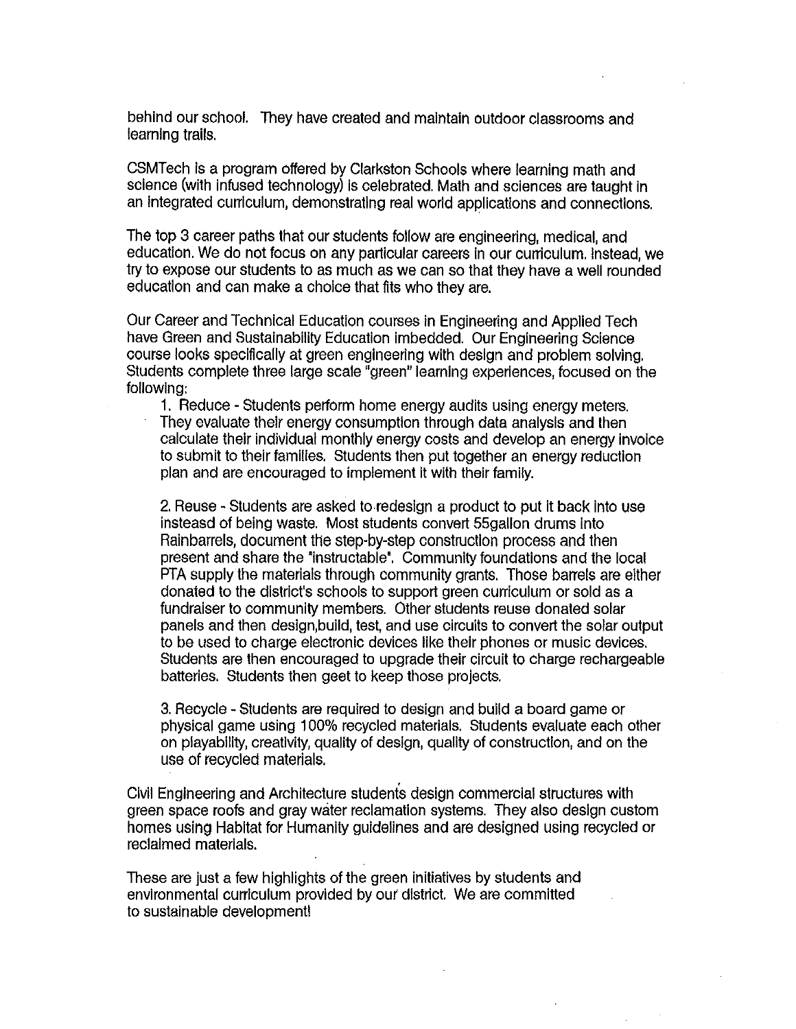behind our school. They have created and maintain outdoor classrooms and learning trails.

CSMTech is a program offered by Clarkston Schools where learning math and science (with infused technology) is celebrated. Math and sciences are taught in an integrated curriculum, demonstrating real world applications and connections.

The top 3 career paths that our students follow are engineering, medical, and education. We do not focus on any particular careers in our curriculum. Instead, we try to expose our students to as much as we can so that they have a well rounded education and can make a choice that fits who they are.

Our Career and Technical Education courses in Engineering and Applied Tech have Green and Sustainability Education imbedded. Our Engineering Science course looks specifically at green engineering with design and problem solving. Students complete three large scale "green" learning experiences, focused on the following:

1. Reduce - Students perform home energy audits using energy meters. They evaluate their energy consumption through data analysis and then calculate their individual monthly energy costs and develop an energy invoice to submit to their families. Students then put together an energy reduction plan and are encouraged to implement it with their family.

2. Reuse - Students are asked to redesign a product to put it back into use insteasd of being waste. Most students convert 55gallon drums into Rainbarrels, document the step-by-step construction process and then present and share the "instructable". Community foundations and the local PTA supply the materials through community grants. Those barrels are either donated to the district's schools to support green curriculum or sold as a fundraiser to community members. Other students reuse donated solar panels and then design,build, test, and use circuits to convert the solar output to be used to charge electronic devices like their phones or music devices. Students are then encouraged to upgrade their circuit to charge rechargeable batteries. Students then geet to keep those projects.

3. Recycle - Students are required to design and build a board game or physical game using 100% recycled materials. Students evaluate each other on playability, creativity, quality of design, quality of construction, and on the use of recycled materials.

Civil Engineering and Architecture students design commercial structures with green space roofs and gray water reclamation systems. They also design custom homes using Habitat for Humanity guidelines and are designed using recycled or reclaimed materials.

These are just a few highlights of the green initiatives by students and environmental curriculum provided by our district. We are committed to sustainable development!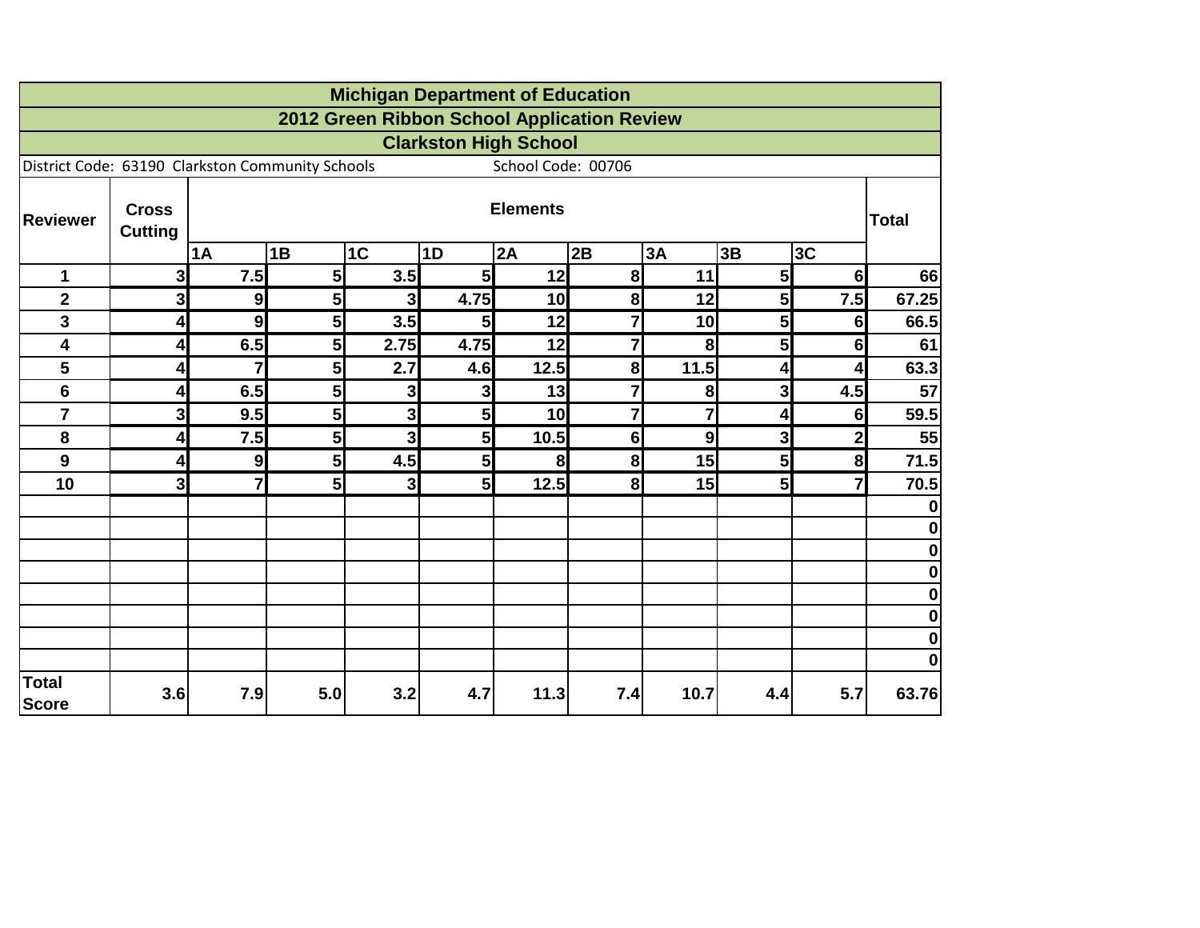# Michigan Department of Education

## 2012 Green Ribbon School Application Review

### Clarkston High School

District Code: 63190 Clarkston Community Schools School Code: 00706

| Reviewer | Cross Cutting | Elements | | | | | | | | | Total |
|---|---|---|---|---|---|---|---|---|---|---|---|
| | | 1A | 1B | 1C | 1D | 2A | 2B | 3A | 3B | 3C | |
| 1 | 3 | 7.5 | 5 | 3.5 | 5 | 12 | 8 | 11 | 5 | 6 | 66 |
| 2 | 3 | 9 | 5 | 3 | 4.75 | 10 | 8 | 12 | 5 | 7.5 | 67.25 |
| 3 | 4 | 9 | 5 | 3.5 | 5 | 12 | 7 | 10 | 5 | 6 | 66.5 |
| 4 | 4 | 6.5 | 5 | 2.75 | 4.75 | 12 | 7 | 8 | 5 | 6 | 61 |
| 5 | 4 | 7 | 5 | 2.7 | 4.6 | 12.5 | 8 | 11.5 | 4 | 4 | 63.3 |
| 6 | 4 | 6.5 | 5 | 3 | 3 | 13 | 7 | 8 | 3 | 4.5 | 57 |
| 7 | 3 | 9.5 | 5 | 3 | 5 | 10 | 7 | 7 | 4 | 6 | 59.5 |
| 8 | 4 | 7.5 | 5 | 3 | 5 | 10.5 | 6 | 9 | 3 | 2 | 55 |
| 9 | 4 | 9 | 5 | 4.5 | 5 | 8 | 8 | 15 | 5 | 8 | 71.5 |
| 10 | 3 | 7 | 5 | 3 | 5 | 12.5 | 8 | 15 | 5 | 7 | 70.5 |
| | | | | | | | | | | | 0 |
| | | | | | | | | | | | 0 |
| | | | | | | | | | | | 0 |
| | | | | | | | | | | | 0 |
| | | | | | | | | | | | 0 |
| | | | | | | | | | | | 0 |
| | | | | | | | | | | | 0 |
| | | | | | | | | | | | 0 |
| Total Score | 3.6 | 7.9 | 5.0 | 3.2 | 4.7 | 11.3 | 7.4 | 10.7 | 4.4 | 5.7 | 63.76 |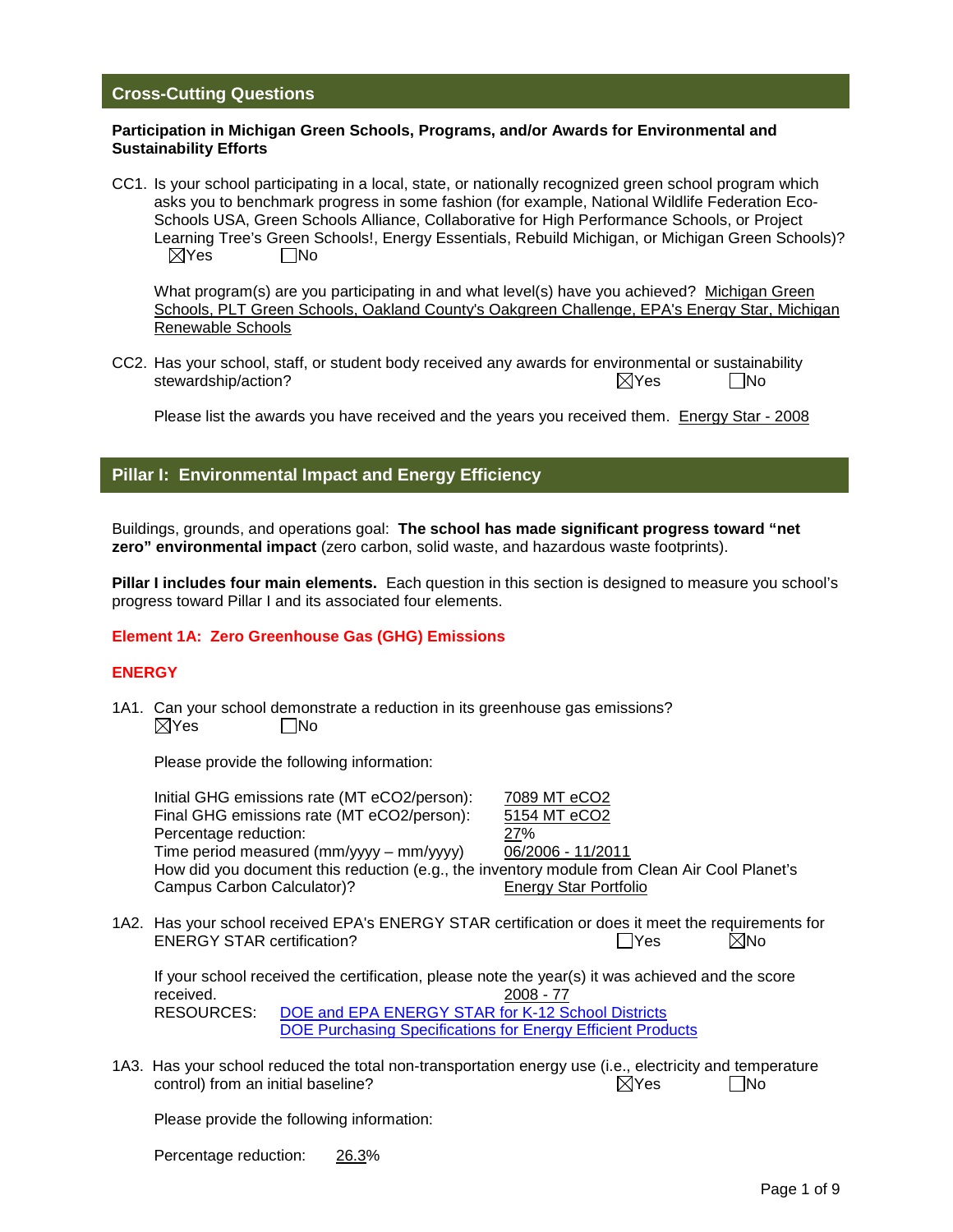## Cross-Cutting Questions

**Participation in Michigan Green Schools, Programs, and/or Awards for Environmental and Sustainability Efforts**

CC1. Is your school participating in a local, state, or nationally recognized green school program which asks you to benchmark progress in some fashion (for example, National Wildlife Federation Eco-Schools USA, Green Schools Alliance, Collaborative for High Performance Schools, or Project Learning Tree's Green Schools!, Energy Essentials, Rebuild Michigan, or Michigan Green Schools)?
☒Yes ☐No

What program(s) are you participating in and what level(s) have you achieved? Michigan Green Schools, PLT Green Schools, Oakland County's Oakgreen Challenge, EPA's Energy Star, Michigan Renewable Schools

CC2. Has your school, staff, or student body received any awards for environmental or sustainability stewardship/action? ☒Yes ☐No

Please list the awards you have received and the years you received them. Energy Star - 2008

## Pillar I: Environmental Impact and Energy Efficiency

Buildings, grounds, and operations goal: **The school has made significant progress toward "net zero" environmental impact** (zero carbon, solid waste, and hazardous waste footprints).

**Pillar I includes four main elements.** Each question in this section is designed to measure you school's progress toward Pillar I and its associated four elements.

### Element 1A: Zero Greenhouse Gas (GHG) Emissions

### ENERGY

1A1. Can your school demonstrate a reduction in its greenhouse gas emissions?
☒Yes ☐No

Please provide the following information:

Initial GHG emissions rate (MT eCO2/person): 7089 MT eCO2
Final GHG emissions rate (MT eCO2/person): 5154 MT eCO2
Percentage reduction: 27%
Time period measured (mm/yyyy – mm/yyyy) 06/2006 - 11/2011
How did you document this reduction (e.g., the inventory module from Clean Air Cool Planet's Campus Carbon Calculator)? Energy Star Portfolio

1A2. Has your school received EPA's ENERGY STAR certification or does it meet the requirements for ENERGY STAR certification? ☐Yes ☒No

If your school received the certification, please note the year(s) it was achieved and the score received. 2008 - 77
RESOURCES: DOE and EPA ENERGY STAR for K-12 School Districts
DOE Purchasing Specifications for Energy Efficient Products

1A3. Has your school reduced the total non-transportation energy use (i.e., electricity and temperature control) from an initial baseline? ☒Yes ☐No

Please provide the following information:

Percentage reduction: 26.3%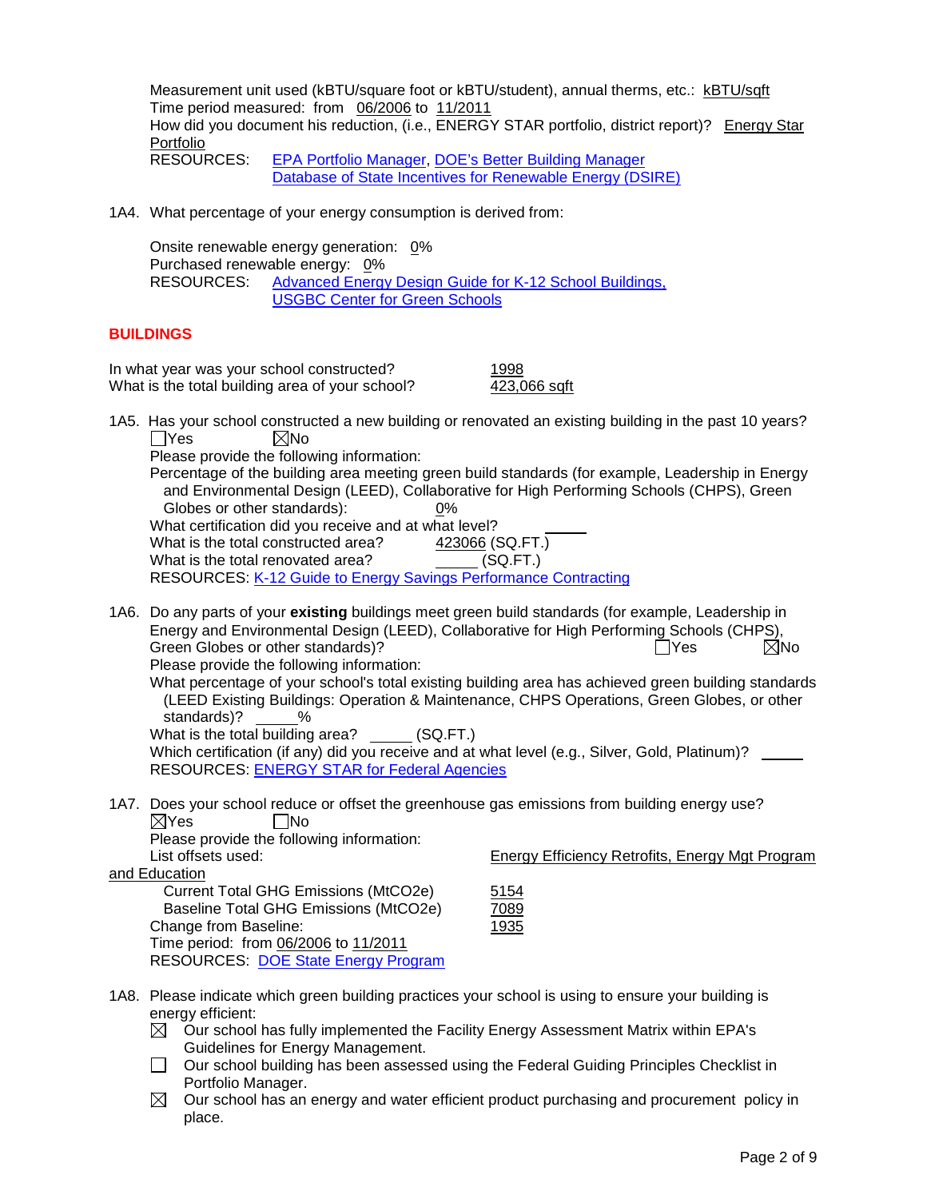Measurement unit used (kBTU/square foot or kBTU/student), annual therms, etc.: kBTU/sqft
Time period measured: from 06/2006 to 11/2011
How did you document his reduction, (i.e., ENERGY STAR portfolio, district report)? Energy Star Portfolio
RESOURCES: EPA Portfolio Manager, DOE's Better Building Manager
Database of State Incentives for Renewable Energy (DSIRE)

1A4. What percentage of your energy consumption is derived from:

Onsite renewable energy generation: 0%
Purchased renewable energy: 0%
RESOURCES: Advanced Energy Design Guide for K-12 School Buildings, USGBC Center for Green Schools

## BUILDINGS

In what year was your school constructed? 1998
What is the total building area of your school? 423,066 sqft

1A5. Has your school constructed a new building or renovated an existing building in the past 10 years?
☐ Yes ☒ No
Please provide the following information:
Percentage of the building area meeting green build standards (for example, Leadership in Energy and Environmental Design (LEED), Collaborative for High Performing Schools (CHPS), Green Globes or other standards): 0%
What certification did you receive and at what level? _____
What is the total constructed area? 423066 (SQ.FT.)
What is the total renovated area? _____ (SQ.FT.)
RESOURCES: K-12 Guide to Energy Savings Performance Contracting

1A6. Do any parts of your **existing** buildings meet green build standards (for example, Leadership in Energy and Environmental Design (LEED), Collaborative for High Performing Schools (CHPS), Green Globes or other standards)? ☐ Yes ☒ No
Please provide the following information:
What percentage of your school's total existing building area has achieved green building standards (LEED Existing Buildings: Operation & Maintenance, CHPS Operations, Green Globes, or other standards)? _____%
What is the total building area? _____ (SQ.FT.)
Which certification (if any) did you receive and at what level (e.g., Silver, Gold, Platinum)? _____
RESOURCES: ENERGY STAR for Federal Agencies

1A7. Does your school reduce or offset the greenhouse gas emissions from building energy use?
☒ Yes ☐ No
Please provide the following information:
List offsets used: Energy Efficiency Retrofits, Energy Mgt Program and Education
Current Total GHG Emissions (MtCO2e) 5154
Baseline Total GHG Emissions (MtCO2e) 7089
Change from Baseline: 1935
Time period: from 06/2006 to 11/2011
RESOURCES: DOE State Energy Program

1A8. Please indicate which green building practices your school is using to ensure your building is energy efficient:
- ☒ Our school has fully implemented the Facility Energy Assessment Matrix within EPA's Guidelines for Energy Management.
- ☐ Our school building has been assessed using the Federal Guiding Principles Checklist in Portfolio Manager.
- ☒ Our school has an energy and water efficient product purchasing and procurement policy in place.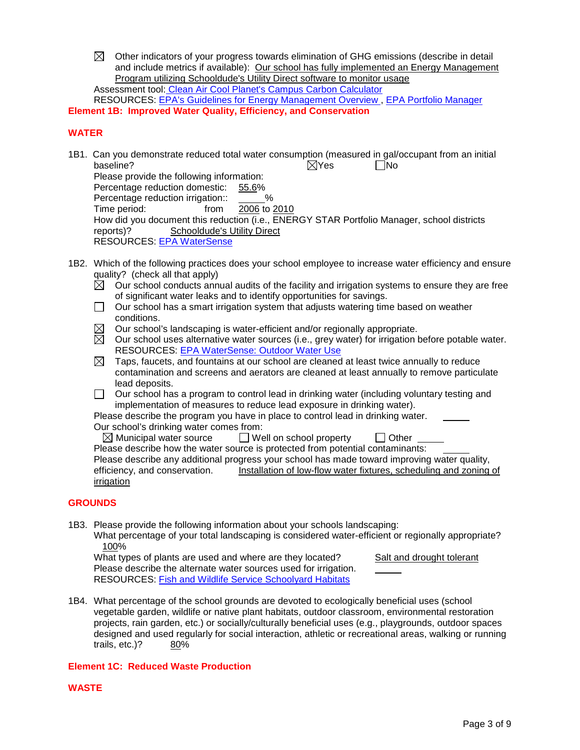☒ Other indicators of your progress towards elimination of GHG emissions (describe in detail and include metrics if available): Our school has fully implemented an Energy Management Program utilizing Schooldude's Utility Direct software to monitor usage

Assessment tool: Clean Air Cool Planet's Campus Carbon Calculator

RESOURCES: EPA's Guidelines for Energy Management Overview , EPA Portfolio Manager

**Element 1B: Improved Water Quality, Efficiency, and Conservation**

**WATER**

1B1. Can you demonstrate reduced total water consumption (measured in gal/occupant from an initial baseline? ☒Yes ☐No

Please provide the following information:

Percentage reduction domestic: 55.6%

Percentage reduction irrigation:: ____%

Time period: from 2006 to 2010

How did you document this reduction (i.e., ENERGY STAR Portfolio Manager, school districts reports)? Schooldude's Utility Direct

RESOURCES: EPA WaterSense

1B2. Which of the following practices does your school employee to increase water efficiency and ensure quality? (check all that apply)

☒ Our school conducts annual audits of the facility and irrigation systems to ensure they are free of significant water leaks and to identify opportunities for savings.

☐ Our school has a smart irrigation system that adjusts watering time based on weather conditions.

☒ Our school's landscaping is water-efficient and/or regionally appropriate.

☒ Our school uses alternative water sources (i.e., grey water) for irrigation before potable water.
RESOURCES: EPA WaterSense: Outdoor Water Use

☒ Taps, faucets, and fountains at our school are cleaned at least twice annually to reduce contamination and screens and aerators are cleaned at least annually to remove particulate lead deposits.

☐ Our school has a program to control lead in drinking water (including voluntary testing and implementation of measures to reduce lead exposure in drinking water).

Please describe the program you have in place to control lead in drinking water. ____

Our school's drinking water comes from:

☒ Municipal water source ☐ Well on school property ☐ Other ____

Please describe how the water source is protected from potential contaminants: ____

Please describe any additional progress your school has made toward improving water quality, efficiency, and conservation. Installation of low-flow water fixtures, scheduling and zoning of irrigation

**GROUNDS**

1B3. Please provide the following information about your schools landscaping:

What percentage of your total landscaping is considered water-efficient or regionally appropriate? 100%

What types of plants are used and where are they located? Salt and drought tolerant

Please describe the alternate water sources used for irrigation. ____

RESOURCES: Fish and Wildlife Service Schoolyard Habitats

1B4. What percentage of the school grounds are devoted to ecologically beneficial uses (school vegetable garden, wildlife or native plant habitats, outdoor classroom, environmental restoration projects, rain garden, etc.) or socially/culturally beneficial uses (e.g., playgrounds, outdoor spaces designed and used regularly for social interaction, athletic or recreational areas, walking or running trails, etc.)? 80%

**Element 1C: Reduced Waste Production**

**WASTE**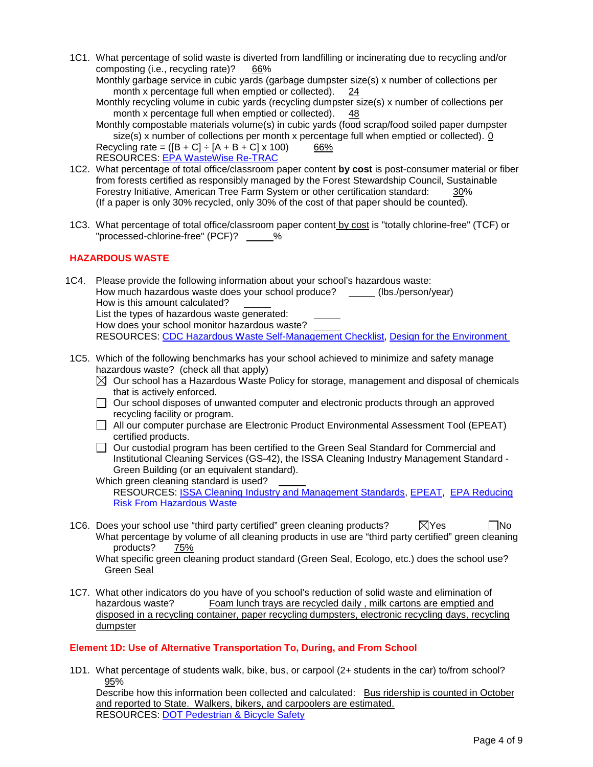1C1. What percentage of solid waste is diverted from landfilling or incinerating due to recycling and/or composting (i.e., recycling rate)? 66%

Monthly garbage service in cubic yards (garbage dumpster size(s) x number of collections per month x percentage full when emptied or collected). 24

Monthly recycling volume in cubic yards (recycling dumpster size(s) x number of collections per month x percentage full when emptied or collected). 48

Monthly compostable materials volume(s) in cubic yards (food scrap/food soiled paper dumpster size(s) x number of collections per month x percentage full when emptied or collected). 0

Recycling rate = ([B + C] ÷ [A + B + C] x 100) 66%

RESOURCES: EPA WasteWise Re-TRAC

1C2. What percentage of total office/classroom paper content **by cost** is post-consumer material or fiber from forests certified as responsibly managed by the Forest Stewardship Council, Sustainable Forestry Initiative, American Tree Farm System or other certification standard: 30%
(If a paper is only 30% recycled, only 30% of the cost of that paper should be counted).

1C3. What percentage of total office/classroom paper content by cost is "totally chlorine-free" (TCF) or "processed-chlorine-free" (PCF)? _____%

## HAZARDOUS WASTE

1C4. Please provide the following information about your school's hazardous waste:
How much hazardous waste does your school produce? _____ (lbs./person/year)
How is this amount calculated? _____
List the types of hazardous waste generated: _____
How does your school monitor hazardous waste? _____
RESOURCES: CDC Hazardous Waste Self-Management Checklist, Design for the Environment

1C5. Which of the following benchmarks has your school achieved to minimize and safety manage hazardous waste? (check all that apply)

- ☒ Our school has a Hazardous Waste Policy for storage, management and disposal of chemicals that is actively enforced.
- ☐ Our school disposes of unwanted computer and electronic products through an approved recycling facility or program.
- ☐ All our computer purchase are Electronic Product Environmental Assessment Tool (EPEAT) certified products.
- ☐ Our custodial program has been certified to the Green Seal Standard for Commercial and Institutional Cleaning Services (GS-42), the ISSA Cleaning Industry Management Standard - Green Building (or an equivalent standard).

Which green cleaning standard is used? _____
RESOURCES: ISSA Cleaning Industry and Management Standards, EPEAT, EPA Reducing Risk From Hazardous Waste

1C6. Does your school use "third party certified" green cleaning products? ☒Yes ☐No
What percentage by volume of all cleaning products in use are "third party certified" green cleaning products? 75%
What specific green cleaning product standard (Green Seal, Ecologo, etc.) does the school use? Green Seal

1C7. What other indicators do you have of you school's reduction of solid waste and elimination of hazardous waste? Foam lunch trays are recycled daily , milk cartons are emptied and disposed in a recycling container, paper recycling dumpsters, electronic recycling days, recycling dumpster

## Element 1D: Use of Alternative Transportation To, During, and From School

1D1. What percentage of students walk, bike, bus, or carpool (2+ students in the car) to/from school? 95%
Describe how this information been collected and calculated: Bus ridership is counted in October and reported to State. Walkers, bikers, and carpoolers are estimated.
RESOURCES: DOT Pedestrian & Bicycle Safety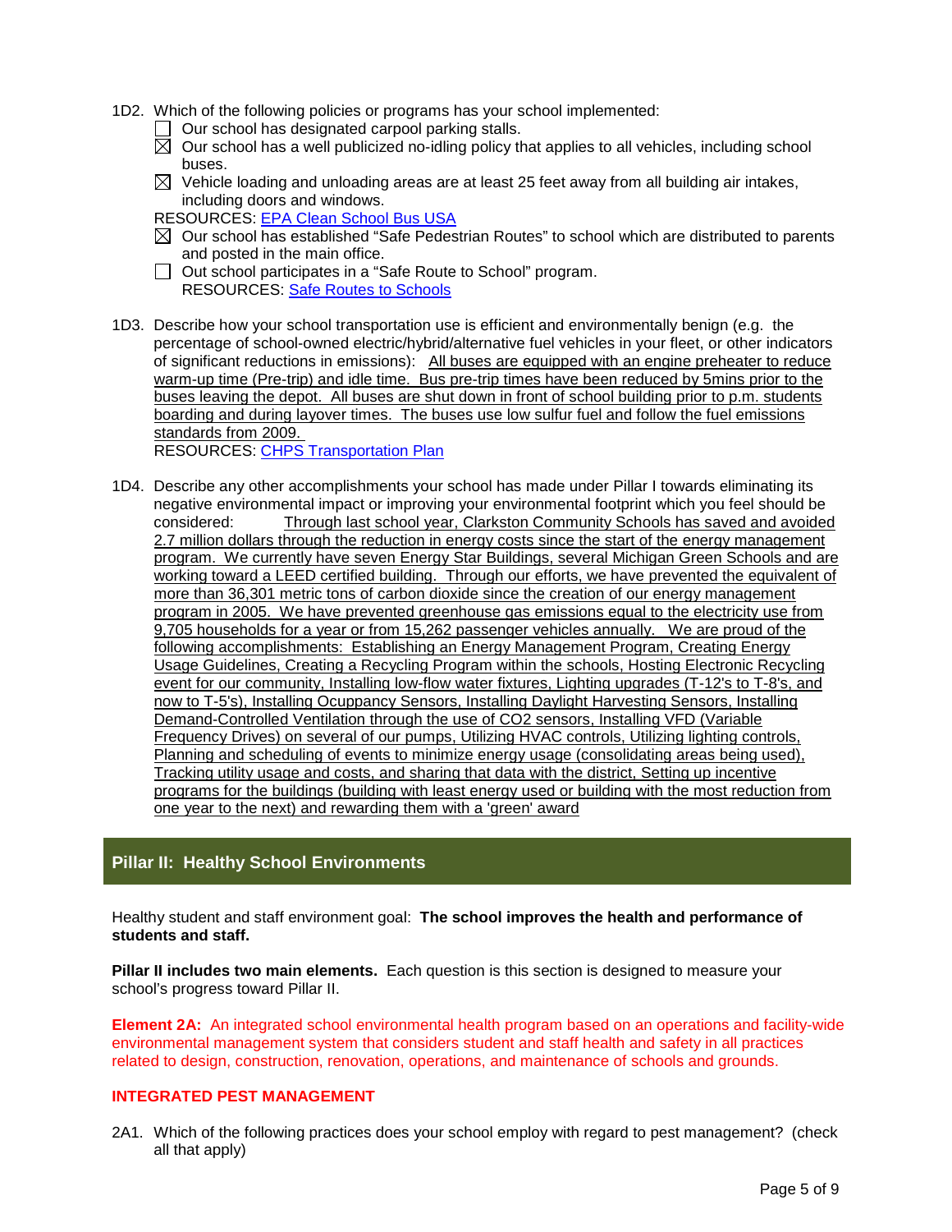1D2. Which of the following policies or programs has your school implemented:

- ☐ Our school has designated carpool parking stalls.
- ☒ Our school has a well publicized no-idling policy that applies to all vehicles, including school buses.
- ☒ Vehicle loading and unloading areas are at least 25 feet away from all building air intakes, including doors and windows.

RESOURCES: [EPA Clean School Bus USA]

- ☒ Our school has established "Safe Pedestrian Routes" to school which are distributed to parents and posted in the main office.
- ☐ Out school participates in a "Safe Route to School" program.
  RESOURCES: [Safe Routes to Schools]

1D3. Describe how your school transportation use is efficient and environmentally benign (e.g. the percentage of school-owned electric/hybrid/alternative fuel vehicles in your fleet, or other indicators of significant reductions in emissions): All buses are equipped with an engine preheater to reduce warm-up time (Pre-trip) and idle time. Bus pre-trip times have been reduced by 5mins prior to the buses leaving the depot. All buses are shut down in front of school building prior to p.m. students boarding and during layover times. The buses use low sulfur fuel and follow the fuel emissions standards from 2009.

RESOURCES: [CHPS Transportation Plan]

1D4. Describe any other accomplishments your school has made under Pillar I towards eliminating its negative environmental impact or improving your environmental footprint which you feel should be considered: Through last school year, Clarkston Community Schools has saved and avoided 2.7 million dollars through the reduction in energy costs since the start of the energy management program. We currently have seven Energy Star Buildings, several Michigan Green Schools and are working toward a LEED certified building. Through our efforts, we have prevented the equivalent of more than 36,301 metric tons of carbon dioxide since the creation of our energy management program in 2005. We have prevented greenhouse gas emissions equal to the electricity use from 9,705 households for a year or from 15,262 passenger vehicles annually. We are proud of the following accomplishments: Establishing an Energy Management Program, Creating Energy Usage Guidelines, Creating a Recycling Program within the schools, Hosting Electronic Recycling event for our community, Installing low-flow water fixtures, Lighting upgrades (T-12's to T-8's, and now to T-5's), Installing Ocuppancy Sensors, Installing Daylight Harvesting Sensors, Installing Demand-Controlled Ventilation through the use of CO2 sensors, Installing VFD (Variable Frequency Drives) on several of our pumps, Utilizing HVAC controls, Utilizing lighting controls, Planning and scheduling of events to minimize energy usage (consolidating areas being used), Tracking utility usage and costs, and sharing that data with the district, Setting up incentive programs for the buildings (building with least energy used or building with the most reduction from one year to the next) and rewarding them with a 'green' award

## Pillar II: Healthy School Environments

Healthy student and staff environment goal: **The school improves the health and performance of students and staff.**

**Pillar II includes two main elements.** Each question is this section is designed to measure your school's progress toward Pillar II.

**Element 2A:** An integrated school environmental health program based on an operations and facility-wide environmental management system that considers student and staff health and safety in all practices related to design, construction, renovation, operations, and maintenance of schools and grounds.

### INTEGRATED PEST MANAGEMENT

2A1. Which of the following practices does your school employ with regard to pest management? (check all that apply)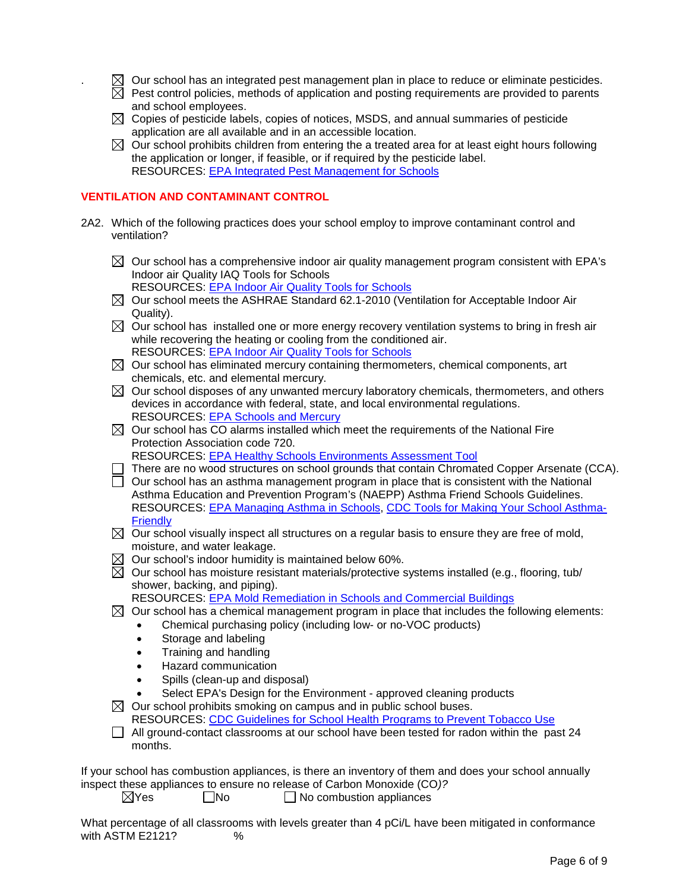- ☒ Our school has an integrated pest management plan in place to reduce or eliminate pesticides.
- ☒ Pest control policies, methods of application and posting requirements are provided to parents and school employees.
- ☒ Copies of pesticide labels, copies of notices, MSDS, and annual summaries of pesticide application are all available and in an accessible location.
- ☒ Our school prohibits children from entering the a treated area for at least eight hours following the application or longer, if feasible, or if required by the pesticide label.
  RESOURCES: EPA Integrated Pest Management for Schools

## VENTILATION AND CONTAMINANT CONTROL

2A2. Which of the following practices does your school employ to improve contaminant control and ventilation?

- ☒ Our school has a comprehensive indoor air quality management program consistent with EPA's Indoor air Quality IAQ Tools for Schools
  RESOURCES: EPA Indoor Air Quality Tools for Schools
- ☒ Our school meets the ASHRAE Standard 62.1-2010 (Ventilation for Acceptable Indoor Air Quality).
- ☒ Our school has installed one or more energy recovery ventilation systems to bring in fresh air while recovering the heating or cooling from the conditioned air.
  RESOURCES: EPA Indoor Air Quality Tools for Schools
- ☒ Our school has eliminated mercury containing thermometers, chemical components, art chemicals, etc. and elemental mercury.
- ☒ Our school disposes of any unwanted mercury laboratory chemicals, thermometers, and others devices in accordance with federal, state, and local environmental regulations.
  RESOURCES: EPA Schools and Mercury
- ☒ Our school has CO alarms installed which meet the requirements of the National Fire Protection Association code 720.
  RESOURCES: EPA Healthy Schools Environments Assessment Tool
- ☐ There are no wood structures on school grounds that contain Chromated Copper Arsenate (CCA).
- ☐ Our school has an asthma management program in place that is consistent with the National Asthma Education and Prevention Program's (NAEPP) Asthma Friend Schools Guidelines.
  RESOURCES: EPA Managing Asthma in Schools, CDC Tools for Making Your School Asthma-Friendly
- ☒ Our school visually inspect all structures on a regular basis to ensure they are free of mold, moisture, and water leakage.
- ☒ Our school's indoor humidity is maintained below 60%.
- ☒ Our school has moisture resistant materials/protective systems installed (e.g., flooring, tub/ shower, backing, and piping).
  RESOURCES: EPA Mold Remediation in Schools and Commercial Buildings
- ☒ Our school has a chemical management program in place that includes the following elements:
  - Chemical purchasing policy (including low- or no-VOC products)
  - Storage and labeling
  - Training and handling
  - Hazard communication
  - Spills (clean-up and disposal)
  - Select EPA's Design for the Environment - approved cleaning products
- ☒ Our school prohibits smoking on campus and in public school buses.
  RESOURCES: CDC Guidelines for School Health Programs to Prevent Tobacco Use
- ☐ All ground-contact classrooms at our school have been tested for radon within the past 24 months.

If your school has combustion appliances, is there an inventory of them and does your school annually inspect these appliances to ensure no release of Carbon Monoxide (CO*)?*

☒Yes ☐No ☐ No combustion appliances

What percentage of all classrooms with levels greater than 4 pCi/L have been mitigated in conformance with ASTM E2121? %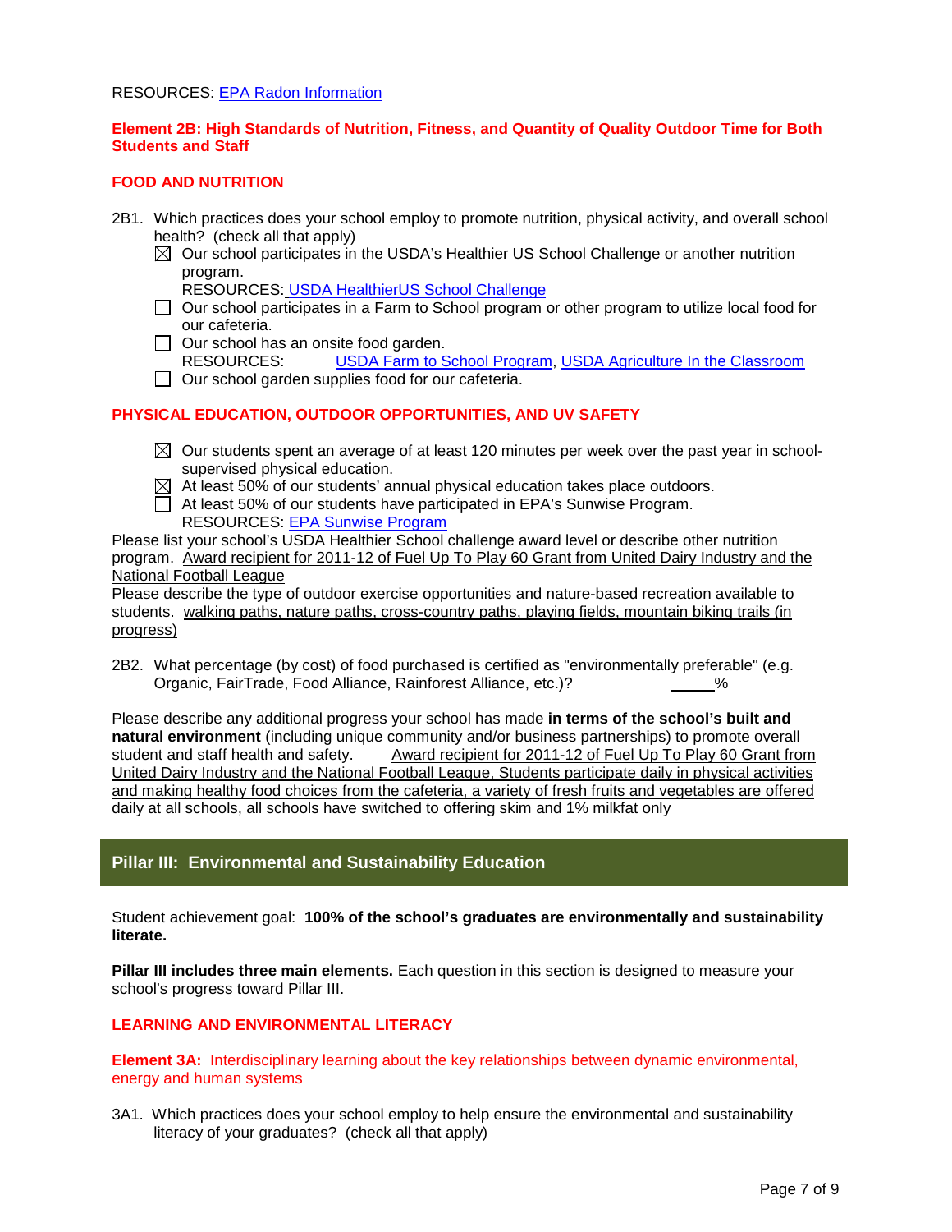RESOURCES: [EPA Radon Information]

**Element 2B: High Standards of Nutrition, Fitness, and Quantity of Quality Outdoor Time for Both Students and Staff**

**FOOD AND NUTRITION**

2B1. Which practices does your school employ to promote nutrition, physical activity, and overall school health? (check all that apply)

- ☒ Our school participates in the USDA's Healthier US School Challenge or another nutrition program.
  RESOURCES: [USDA HealthierUS School Challenge]
- ☐ Our school participates in a Farm to School program or other program to utilize local food for our cafeteria.
- ☐ Our school has an onsite food garden.
  RESOURCES: [USDA Farm to School Program], [USDA Agriculture In the Classroom]
- ☐ Our school garden supplies food for our cafeteria.

**PHYSICAL EDUCATION, OUTDOOR OPPORTUNITIES, AND UV SAFETY**

- ☒ Our students spent an average of at least 120 minutes per week over the past year in school-supervised physical education.
- ☒ At least 50% of our students' annual physical education takes place outdoors.
- ☐ At least 50% of our students have participated in EPA's Sunwise Program.
  RESOURCES: [EPA Sunwise Program]

Please list your school's USDA Healthier School challenge award level or describe other nutrition program. Award recipient for 2011-12 of Fuel Up To Play 60 Grant from United Dairy Industry and the National Football League

Please describe the type of outdoor exercise opportunities and nature-based recreation available to students. walking paths, nature paths, cross-country paths, playing fields, mountain biking trails (in progress)

2B2. What percentage (by cost) of food purchased is certified as "environmentally preferable" (e.g. Organic, FairTrade, Food Alliance, Rainforest Alliance, etc.)? _____%

Please describe any additional progress your school has made **in terms of the school's built and natural environment** (including unique community and/or business partnerships) to promote overall student and staff health and safety. Award recipient for 2011-12 of Fuel Up To Play 60 Grant from United Dairy Industry and the National Football League, Students participate daily in physical activities and making healthy food choices from the cafeteria, a variety of fresh fruits and vegetables are offered daily at all schools, all schools have switched to offering skim and 1% milkfat only

## Pillar III: Environmental and Sustainability Education

Student achievement goal: **100% of the school's graduates are environmentally and sustainability literate.**

**Pillar III includes three main elements.** Each question in this section is designed to measure your school's progress toward Pillar III.

**LEARNING AND ENVIRONMENTAL LITERACY**

**Element 3A:** Interdisciplinary learning about the key relationships between dynamic environmental, energy and human systems

3A1. Which practices does your school employ to help ensure the environmental and sustainability literacy of your graduates? (check all that apply)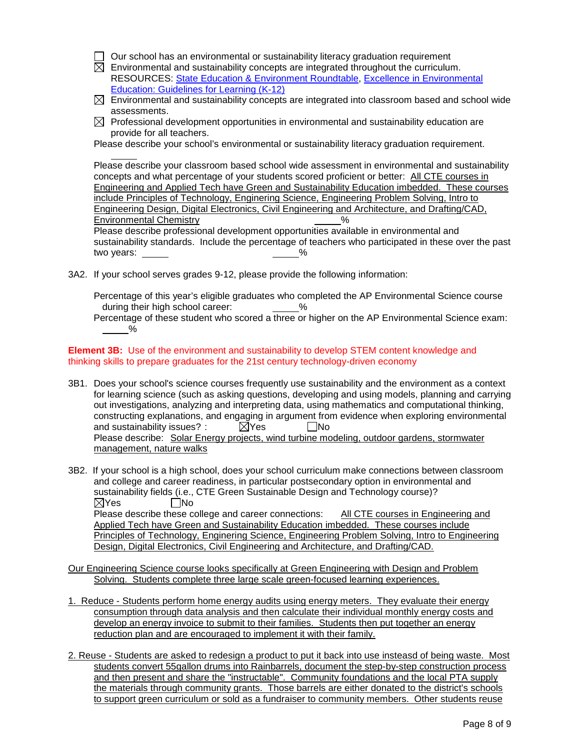- ☐ Our school has an environmental or sustainability literacy graduation requirement
- ☒ Environmental and sustainability concepts are integrated throughout the curriculum. RESOURCES: [State Education & Environment Roundtable](), [Excellence in Environmental Education: Guidelines for Learning (K-12)]()
- ☒ Environmental and sustainability concepts are integrated into classroom based and school wide assessments.
- ☒ Professional development opportunities in environmental and sustainability education are provide for all teachers.

Please describe your school's environmental or sustainability literacy graduation requirement.

_____

Please describe your classroom based school wide assessment in environmental and sustainability concepts and what percentage of your students scored proficient or better: All CTE courses in Engineering and Applied Tech have Green and Sustainability Education imbedded. These courses include Principles of Technology, Enginering Science, Engineering Problem Solving, Intro to Engineering Design, Digital Electronics, Civil Engineering and Architecture, and Drafting/CAD, Environmental Chemistry _____%

Please describe professional development opportunities available in environmental and sustainability standards. Include the percentage of teachers who participated in these over the past two years: _____ _____%

3A2. If your school serves grades 9-12, please provide the following information:

Percentage of this year's eligible graduates who completed the AP Environmental Science course during their high school career: _____%

Percentage of these student who scored a three or higher on the AP Environmental Science exam: _____%

**Element 3B:** Use of the environment and sustainability to develop STEM content knowledge and thinking skills to prepare graduates for the 21st century technology-driven economy

3B1. Does your school's science courses frequently use sustainability and the environment as a context for learning science (such as asking questions, developing and using models, planning and carrying out investigations, analyzing and interpreting data, using mathematics and computational thinking, constructing explanations, and engaging in argument from evidence when exploring environmental and sustainability issues? : ☒Yes ☐No

Please describe: Solar Energy projects, wind turbine modeling, outdoor gardens, stormwater management, nature walks

3B2. If your school is a high school, does your school curriculum make connections between classroom and college and career readiness, in particular postsecondary option in environmental and sustainability fields (i.e., CTE Green Sustainable Design and Technology course)?

☒Yes ☐No

Please describe these college and career connections: All CTE courses in Engineering and Applied Tech have Green and Sustainability Education imbedded. These courses include Principles of Technology, Enginering Science, Engineering Problem Solving, Intro to Engineering Design, Digital Electronics, Civil Engineering and Architecture, and Drafting/CAD.

Our Engineering Science course looks specifically at Green Engineering with Design and Problem Solving. Students complete three large scale green-focused learning experiences.

1. Reduce - Students perform home energy audits using energy meters. They evaluate their energy consumption through data analysis and then calculate their individual monthly energy costs and develop an energy invoice to submit to their families. Students then put together an energy reduction plan and are encouraged to implement it with their family.

2. Reuse - Students are asked to redesign a product to put it back into use insteasd of being waste. Most students convert 55gallon drums into Rainbarrels, document the step-by-step construction process and then present and share the "instructable". Community foundations and the local PTA supply the materials through community grants. Those barrels are either donated to the district's schools to support green curriculum or sold as a fundraiser to community members. Other students reuse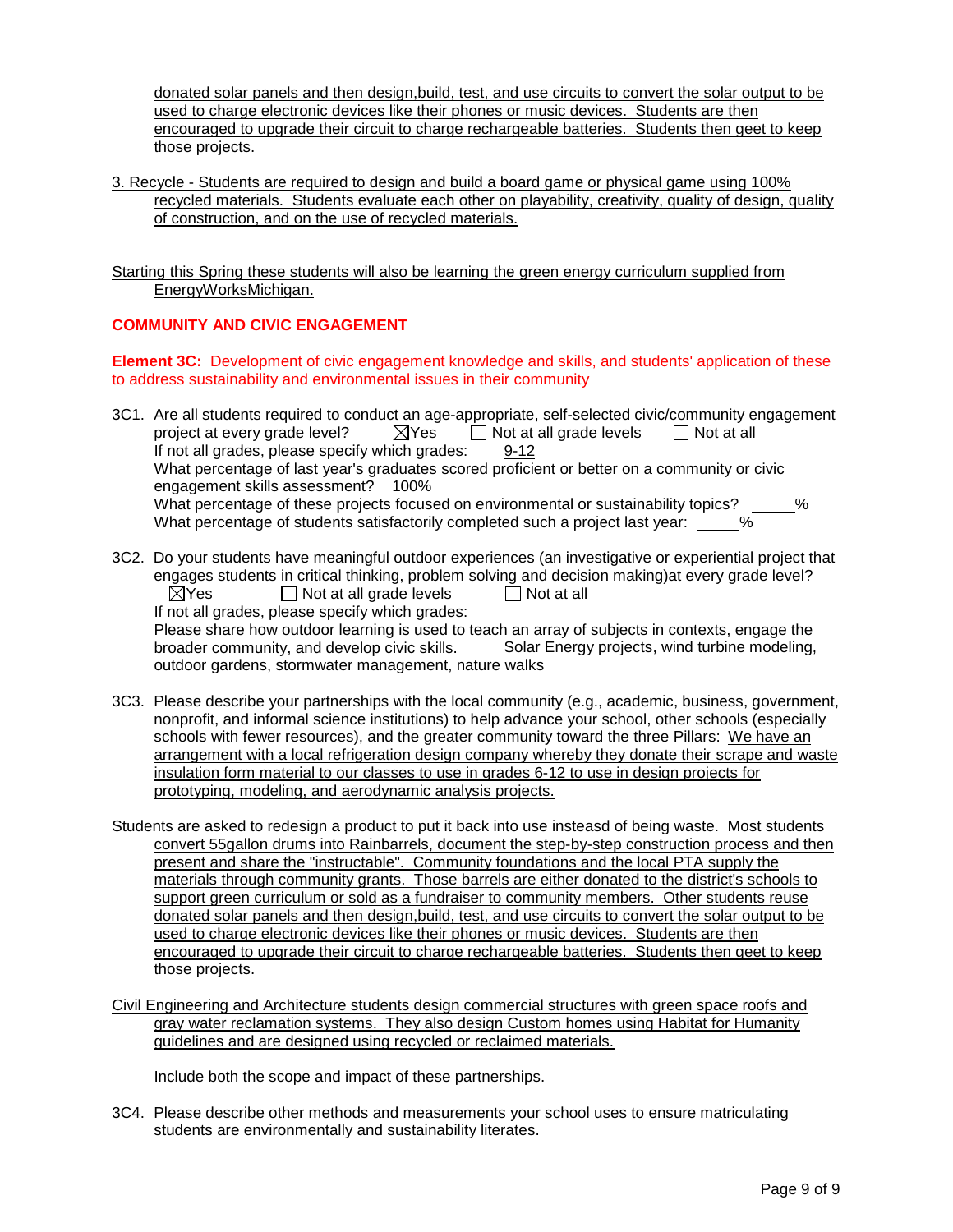donated solar panels and then design,build, test, and use circuits to convert the solar output to be used to charge electronic devices like their phones or music devices. Students are then encouraged to upgrade their circuit to charge rechargeable batteries. Students then geet to keep those projects.

3. Recycle - Students are required to design and build a board game or physical game using 100% recycled materials. Students evaluate each other on playability, creativity, quality of design, quality of construction, and on the use of recycled materials.

Starting this Spring these students will also be learning the green energy curriculum supplied from EnergyWorksMichigan.

## COMMUNITY AND CIVIC ENGAGEMENT

**Element 3C:** Development of civic engagement knowledge and skills, and students' application of these to address sustainability and environmental issues in their community

3C1. Are all students required to conduct an age-appropriate, self-selected civic/community engagement project at every grade level? ☒Yes ☐ Not at all grade levels ☐ Not at all
If not all grades, please specify which grades: 9-12
What percentage of last year's graduates scored proficient or better on a community or civic engagement skills assessment? 100%
What percentage of these projects focused on environmental or sustainability topics? _____%
What percentage of students satisfactorily completed such a project last year: _____%

3C2. Do your students have meaningful outdoor experiences (an investigative or experiential project that engages students in critical thinking, problem solving and decision making)at every grade level?
☒Yes ☐ Not at all grade levels ☐ Not at all
If not all grades, please specify which grades:
Please share how outdoor learning is used to teach an array of subjects in contexts, engage the broader community, and develop civic skills. Solar Energy projects, wind turbine modeling, outdoor gardens, stormwater management, nature walks

3C3. Please describe your partnerships with the local community (e.g., academic, business, government, nonprofit, and informal science institutions) to help advance your school, other schools (especially schools with fewer resources), and the greater community toward the three Pillars: We have an arrangement with a local refrigeration design company whereby they donate their scrape and waste insulation form material to our classes to use in grades 6-12 to use in design projects for prototyping, modeling, and aerodynamic analysis projects.

Students are asked to redesign a product to put it back into use insteasd of being waste. Most students convert 55gallon drums into Rainbarrels, document the step-by-step construction process and then present and share the "instructable". Community foundations and the local PTA supply the materials through community grants. Those barrels are either donated to the district's schools to support green curriculum or sold as a fundraiser to community members. Other students reuse donated solar panels and then design,build, test, and use circuits to convert the solar output to be used to charge electronic devices like their phones or music devices. Students are then encouraged to upgrade their circuit to charge rechargeable batteries. Students then geet to keep those projects.

Civil Engineering and Architecture students design commercial structures with green space roofs and gray water reclamation systems. They also design Custom homes using Habitat for Humanity guidelines and are designed using recycled or reclaimed materials.

Include both the scope and impact of these partnerships.

3C4. Please describe other methods and measurements your school uses to ensure matriculating students are environmentally and sustainability literates. _____